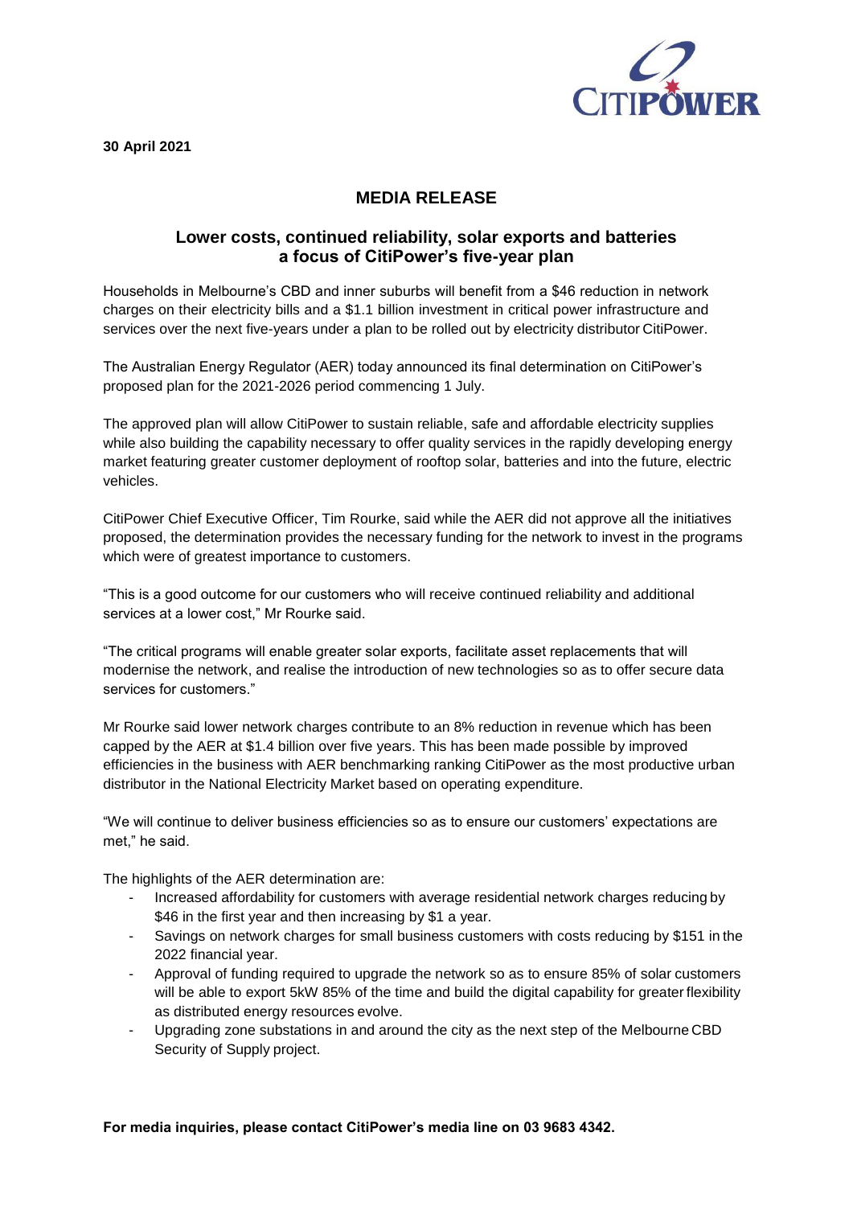**30 April 2021**

## MEDIA RELEASE

### Lower costs, continued reliability, solar exports and batteries a focus of CitiPower's five-year plan

Households in Melbourne's CBD and inner suburbs will benefit from a $46 reduction in network charges on their electricity bills and a $1.1 billion investment in critical power infrastructure and services over the next five-years under a plan to be rolled out by electricity distributor CitiPower.

The Australian Energy Regulator (AER) today announced its final determination on CitiPower's proposed plan for the 2021-2026 period commencing 1 July.

The approved plan will allow CitiPower to sustain reliable, safe and affordable electricity supplies while also building the capability necessary to offer quality services in the rapidly developing energy market featuring greater customer deployment of rooftop solar, batteries and into the future, electric vehicles.

CitiPower Chief Executive Officer, Tim Rourke, said while the AER did not approve all the initiatives proposed, the determination provides the necessary funding for the network to invest in the programs which were of greatest importance to customers.

"This is a good outcome for our customers who will receive continued reliability and additional services at a lower cost," Mr Rourke said.

"The critical programs will enable greater solar exports, facilitate asset replacements that will modernise the network, and realise the introduction of new technologies so as to offer secure data services for customers."

Mr Rourke said lower network charges contribute to an 8% reduction in revenue which has been capped by the AER at $1.4 billion over five years. This has been made possible by improved efficiencies in the business with AER benchmarking ranking CitiPower as the most productive urban distributor in the National Electricity Market based on operating expenditure.

"We will continue to deliver business efficiencies so as to ensure our customers' expectations are met," he said.

The highlights of the AER determination are:

- Increased affordability for customers with average residential network charges reducing by $46 in the first year and then increasing by $1 a year.
- Savings on network charges for small business customers with costs reducing by $151 in the 2022 financial year.
- Approval of funding required to upgrade the network so as to ensure 85% of solar customers will be able to export 5kW 85% of the time and build the digital capability for greater flexibility as distributed energy resources evolve.
- Upgrading zone substations in and around the city as the next step of the Melbourne CBD Security of Supply project.

**For media inquiries, please contact CitiPower's media line on 03 9683 4342.**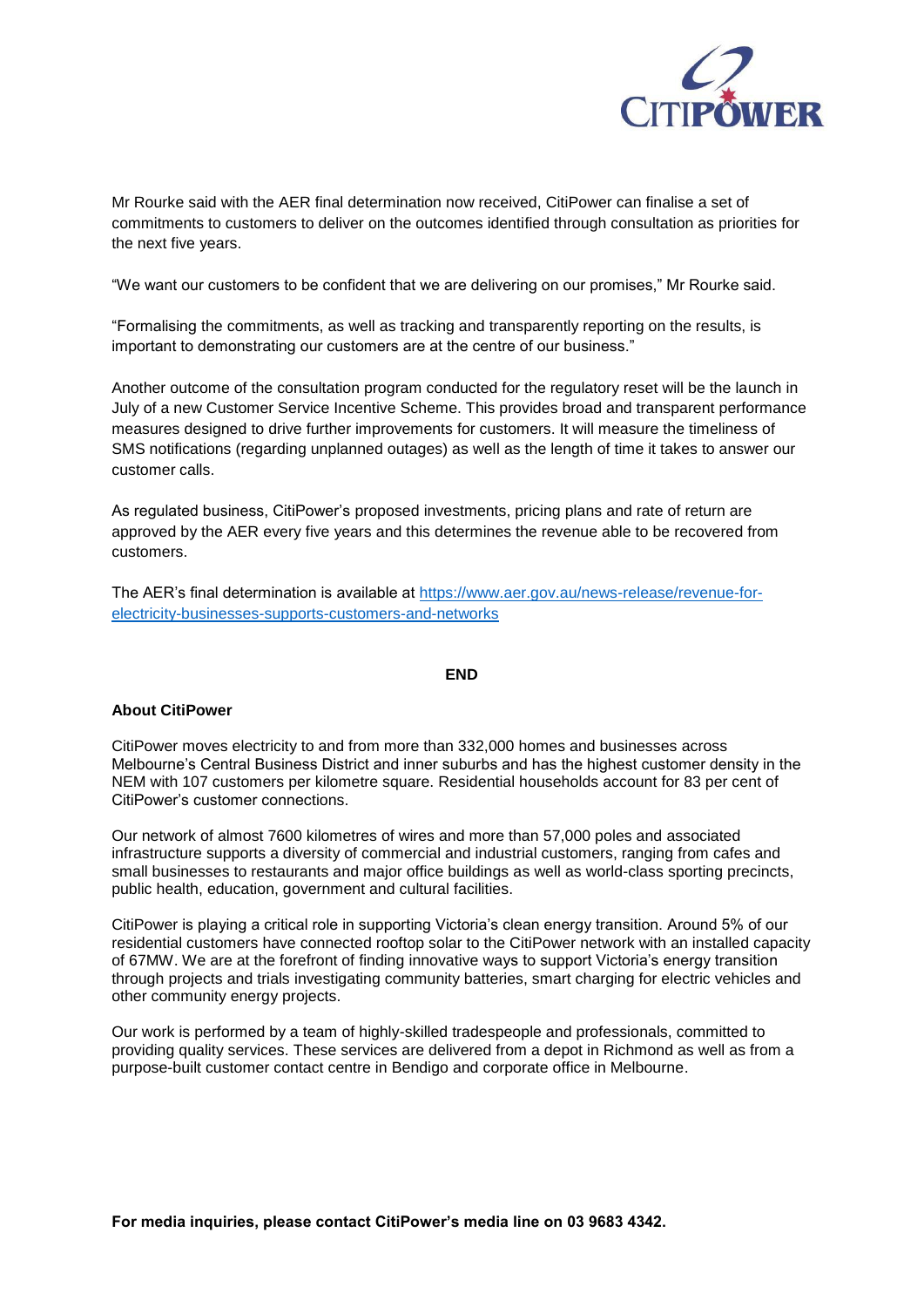Mr Rourke said with the AER final determination now received, CitiPower can finalise a set of commitments to customers to deliver on the outcomes identified through consultation as priorities for the next five years.

"We want our customers to be confident that we are delivering on our promises," Mr Rourke said.

"Formalising the commitments, as well as tracking and transparently reporting on the results, is important to demonstrating our customers are at the centre of our business."

Another outcome of the consultation program conducted for the regulatory reset will be the launch in July of a new Customer Service Incentive Scheme. This provides broad and transparent performance measures designed to drive further improvements for customers. It will measure the timeliness of SMS notifications (regarding unplanned outages) as well as the length of time it takes to answer our customer calls.

As regulated business, CitiPower's proposed investments, pricing plans and rate of return are approved by the AER every five years and this determines the revenue able to be recovered from customers.

The AER's final determination is available at [https://www.aer.gov.au/news-release/revenue-for-electricity-businesses-supports-customers-and-networks](https://www.aer.gov.au/news-release/revenue-for-electricity-businesses-supports-customers-and-networks)

**END**

**About CitiPower**

CitiPower moves electricity to and from more than 332,000 homes and businesses across Melbourne's Central Business District and inner suburbs and has the highest customer density in the NEM with 107 customers per kilometre square. Residential households account for 83 per cent of CitiPower's customer connections.

Our network of almost 7600 kilometres of wires and more than 57,000 poles and associated infrastructure supports a diversity of commercial and industrial customers, ranging from cafes and small businesses to restaurants and major office buildings as well as world-class sporting precincts, public health, education, government and cultural facilities.

CitiPower is playing a critical role in supporting Victoria's clean energy transition. Around 5% of our residential customers have connected rooftop solar to the CitiPower network with an installed capacity of 67MW. We are at the forefront of finding innovative ways to support Victoria's energy transition through projects and trials investigating community batteries, smart charging for electric vehicles and other community energy projects.

Our work is performed by a team of highly-skilled tradespeople and professionals, committed to providing quality services. These services are delivered from a depot in Richmond as well as from a purpose-built customer contact centre in Bendigo and corporate office in Melbourne.

**For media inquiries, please contact CitiPower's media line on 03 9683 4342.**